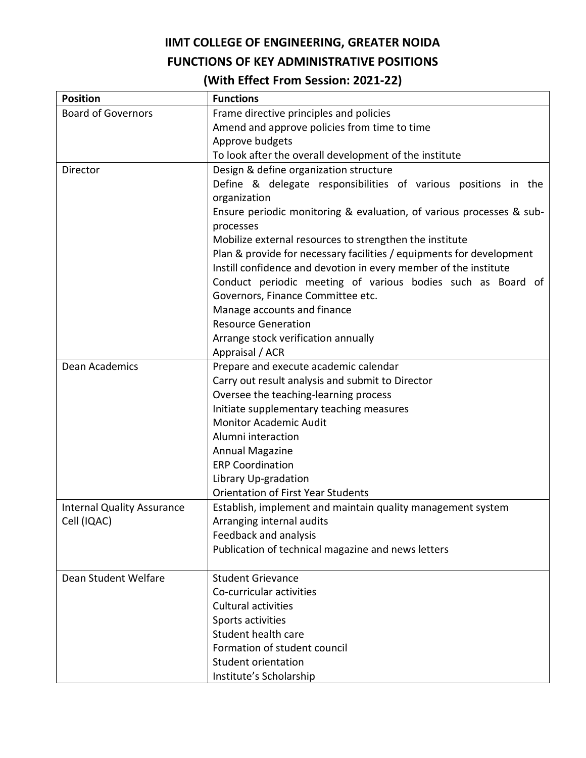# IIMT COLLEGE OF ENGINEERING, GREATER NOIDA
## FUNCTIONS OF KEY ADMINISTRATIVE POSITIONS
### (With Effect From Session: 2021-22)

| Position | Functions |
|---|---|
| Board of Governors | Frame directive principles and policies<br>Amend and approve policies from time to time<br>Approve budgets<br>To look after the overall development of the institute |
| Director | Design & define organization structure<br>Define & delegate responsibilities of various positions in the organization<br>Ensure periodic monitoring & evaluation, of various processes & sub-processes<br>Mobilize external resources to strengthen the institute<br>Plan & provide for necessary facilities / equipments for development<br>Instill confidence and devotion in every member of the institute<br>Conduct periodic meeting of various bodies such as Board of Governors, Finance Committee etc.<br>Manage accounts and finance<br>Resource Generation<br>Arrange stock verification annually<br>Appraisal / ACR |
| Dean Academics | Prepare and execute academic calendar<br>Carry out result analysis and submit to Director<br>Oversee the teaching-learning process<br>Initiate supplementary teaching measures<br>Monitor Academic Audit<br>Alumni interaction<br>Annual Magazine<br>ERP Coordination<br>Library Up-gradation<br>Orientation of First Year Students |
| Internal Quality Assurance Cell (IQAC) | Establish, implement and maintain quality management system<br>Arranging internal audits<br>Feedback and analysis<br>Publication of technical magazine and news letters |
| Dean Student Welfare | Student Grievance<br>Co-curricular activities<br>Cultural activities<br>Sports activities<br>Student health care<br>Formation of student council<br>Student orientation<br>Institute's Scholarship |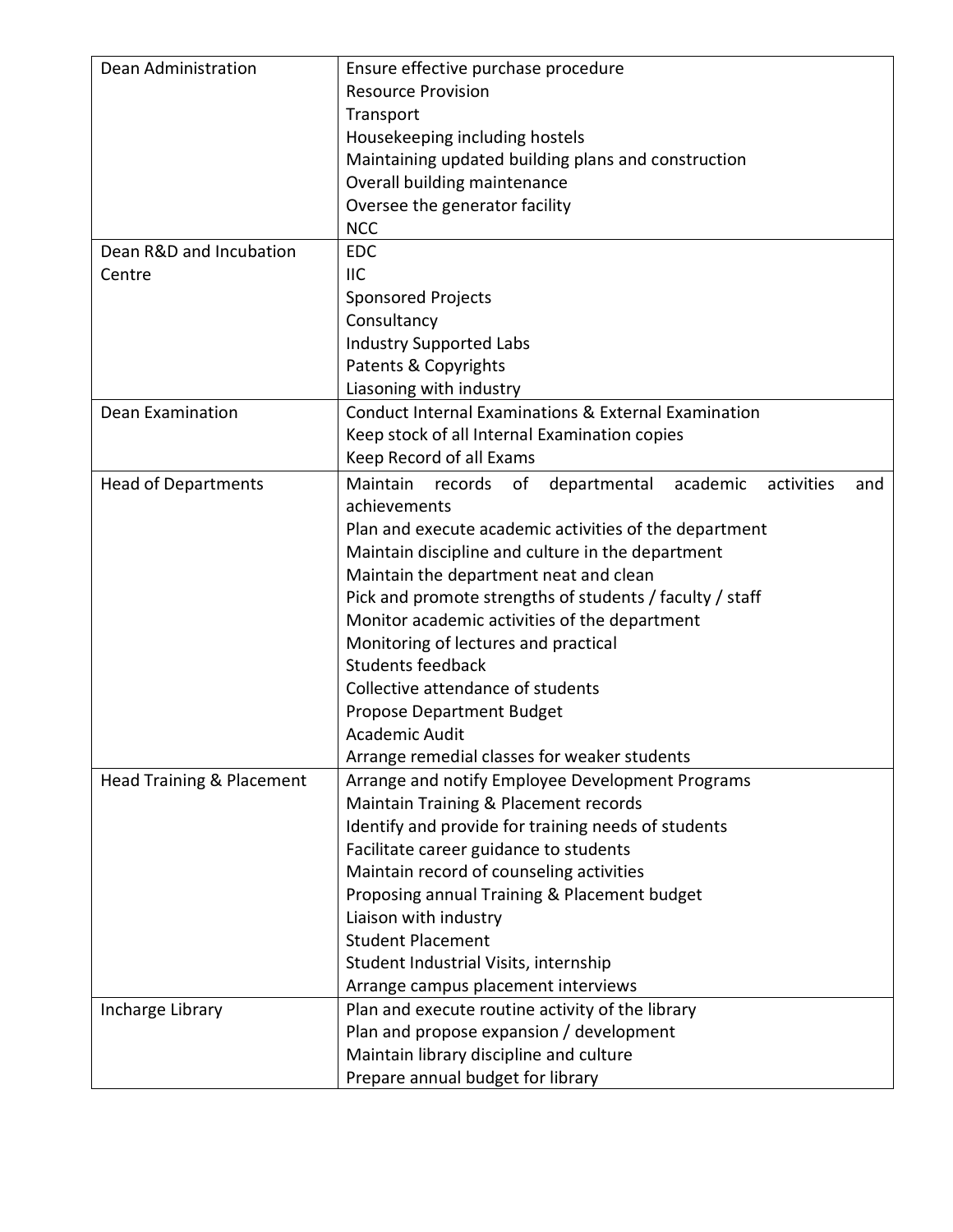| | |
|---|---|
| Dean Administration | Ensure effective purchase procedure<br>Resource Provision<br>Transport<br>Housekeeping including hostels<br>Maintaining updated building plans and construction<br>Overall building maintenance<br>Oversee the generator facility<br>NCC |
| Dean R&D and Incubation Centre | EDC<br>IIC<br>Sponsored Projects<br>Consultancy<br>Industry Supported Labs<br>Patents & Copyrights<br>Liasoning with industry |
| Dean Examination | Conduct Internal Examinations & External Examination<br>Keep stock of all Internal Examination copies<br>Keep Record of all Exams |
| Head of Departments | Maintain records of departmental academic activities and achievements<br>Plan and execute academic activities of the department<br>Maintain discipline and culture in the department<br>Maintain the department neat and clean<br>Pick and promote strengths of students / faculty / staff<br>Monitor academic activities of the department<br>Monitoring of lectures and practical<br>Students feedback<br>Collective attendance of students<br>Propose Department Budget<br>Academic Audit<br>Arrange remedial classes for weaker students |
| Head Training & Placement | Arrange and notify Employee Development Programs<br>Maintain Training & Placement records<br>Identify and provide for training needs of students<br>Facilitate career guidance to students<br>Maintain record of counseling activities<br>Proposing annual Training & Placement budget<br>Liaison with industry<br>Student Placement<br>Student Industrial Visits, internship<br>Arrange campus placement interviews |
| Incharge Library | Plan and execute routine activity of the library<br>Plan and propose expansion / development<br>Maintain library discipline and culture<br>Prepare annual budget for library |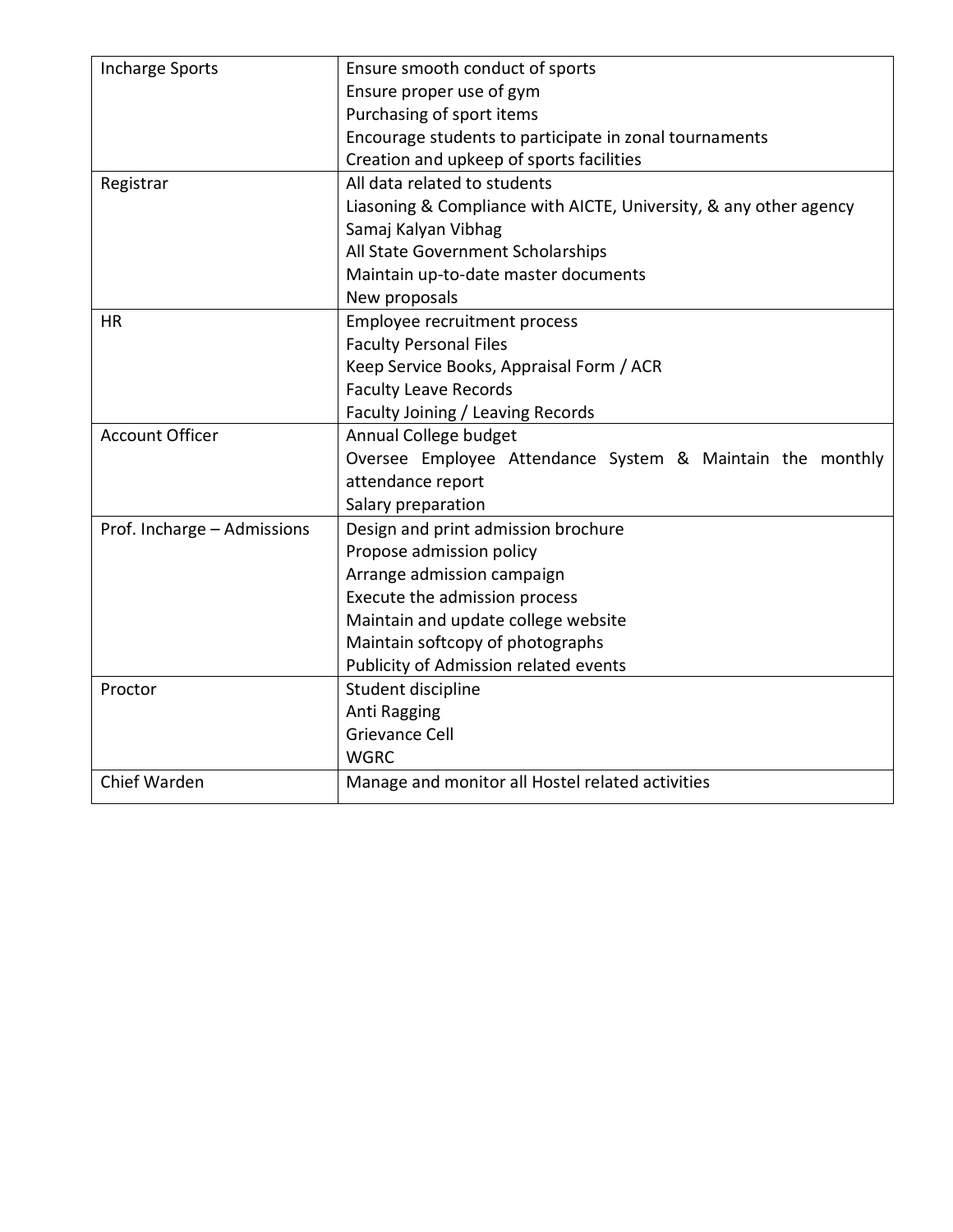| | |
|---|---|
| Incharge Sports | Ensure smooth conduct of sports<br>Ensure proper use of gym<br>Purchasing of sport items<br>Encourage students to participate in zonal tournaments<br>Creation and upkeep of sports facilities |
| Registrar | All data related to students<br>Liasoning & Compliance with AICTE, University, & any other agency<br>Samaj Kalyan Vibhag<br>All State Government Scholarships<br>Maintain up-to-date master documents<br>New proposals |
| HR | Employee recruitment process<br>Faculty Personal Files<br>Keep Service Books, Appraisal Form / ACR<br>Faculty Leave Records<br>Faculty Joining / Leaving Records |
| Account Officer | Annual College budget<br>Oversee Employee Attendance System & Maintain the monthly attendance report<br>Salary preparation |
| Prof. Incharge – Admissions | Design and print admission brochure<br>Propose admission policy<br>Arrange admission campaign<br>Execute the admission process<br>Maintain and update college website<br>Maintain softcopy of photographs<br>Publicity of Admission related events |
| Proctor | Student discipline<br>Anti Ragging<br>Grievance Cell<br>WGRC |
| Chief Warden | Manage and monitor all Hostel related activities |